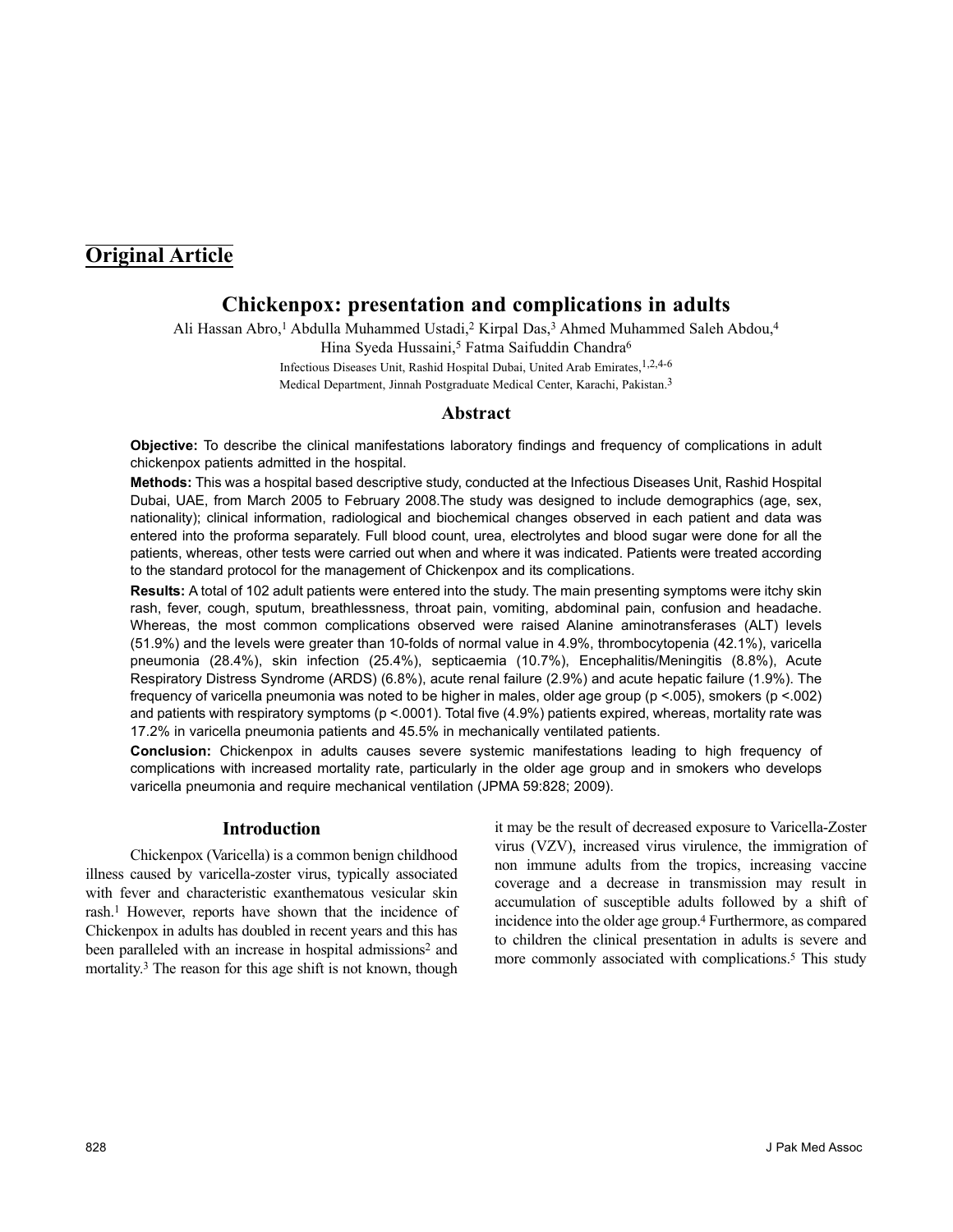## Original Article

# Chickenpox: presentation and complications in adults

Ali Hassan Abro,[1] Abdulla Muhammed Ustadi,[2] Kirpal Das,[3] Ahmed Muhammed Saleh Abdou,[4] Hina Syeda Hussaini,[5] Fatma Saifuddin Chandra[6]

Infectious Diseases Unit, Rashid Hospital Dubai, United Arab Emirates,[1,2,4-6]
Medical Department, Jinnah Postgraduate Medical Center, Karachi, Pakistan.[3]

## Abstract

**Objective:** To describe the clinical manifestations laboratory findings and frequency of complications in adult chickenpox patients admitted in the hospital.

**Methods:** This was a hospital based descriptive study, conducted at the Infectious Diseases Unit, Rashid Hospital Dubai, UAE, from March 2005 to February 2008.The study was designed to include demographics (age, sex, nationality); clinical information, radiological and biochemical changes observed in each patient and data was entered into the proforma separately. Full blood count, urea, electrolytes and blood sugar were done for all the patients, whereas, other tests were carried out when and where it was indicated. Patients were treated according to the standard protocol for the management of Chickenpox and its complications.

**Results:** A total of 102 adult patients were entered into the study. The main presenting symptoms were itchy skin rash, fever, cough, sputum, breathlessness, throat pain, vomiting, abdominal pain, confusion and headache. Whereas, the most common complications observed were raised Alanine aminotransferases (ALT) levels (51.9%) and the levels were greater than 10-folds of normal value in 4.9%, thrombocytopenia (42.1%), varicella pneumonia (28.4%), skin infection (25.4%), septicaemia (10.7%), Encephalitis/Meningitis (8.8%), Acute Respiratory Distress Syndrome (ARDS) (6.8%), acute renal failure (2.9%) and acute hepatic failure (1.9%). The frequency of varicella pneumonia was noted to be higher in males, older age group ($p < .005$), smokers ($p < .002$) and patients with respiratory symptoms ($p < .0001$). Total five (4.9%) patients expired, whereas, mortality rate was 17.2% in varicella pneumonia patients and 45.5% in mechanically ventilated patients.

**Conclusion:** Chickenpox in adults causes severe systemic manifestations leading to high frequency of complications with increased mortality rate, particularly in the older age group and in smokers who develops varicella pneumonia and require mechanical ventilation (JPMA 59:828; 2009).

## Introduction

Chickenpox (Varicella) is a common benign childhood illness caused by varicella-zoster virus, typically associated with fever and characteristic exanthematous vesicular skin rash.[1] However, reports have shown that the incidence of Chickenpox in adults has doubled in recent years and this has been paralleled with an increase in hospital admissions[2] and mortality.[3] The reason for this age shift is not known, though it may be the result of decreased exposure to Varicella-Zoster virus (VZV), increased virus virulence, the immigration of non immune adults from the tropics, increasing vaccine coverage and a decrease in transmission may result in accumulation of susceptible adults followed by a shift of incidence into the older age group.[4] Furthermore, as compared to children the clinical presentation in adults is severe and more commonly associated with complications.[5] This study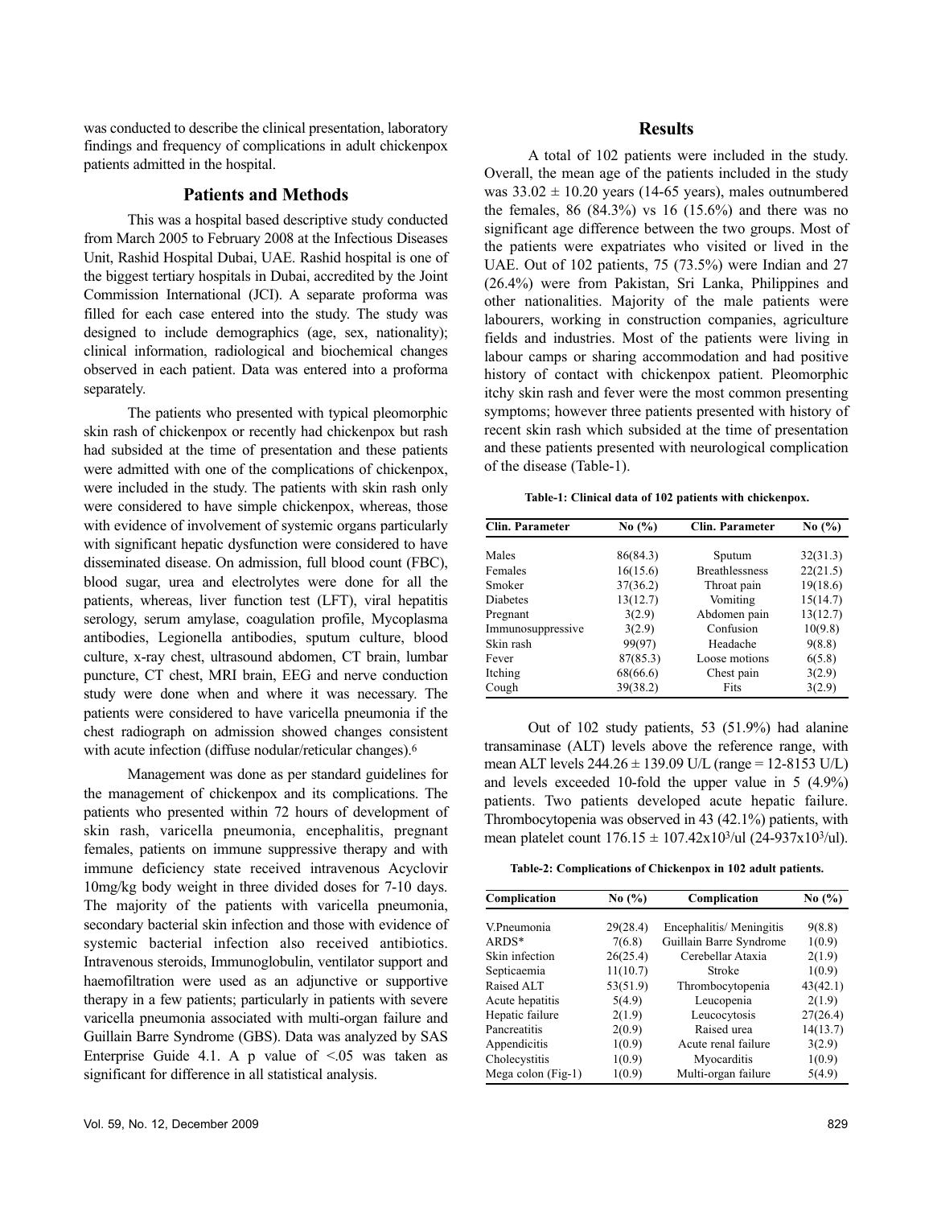was conducted to describe the clinical presentation, laboratory findings and frequency of complications in adult chickenpox patients admitted in the hospital.

## Patients and Methods

This was a hospital based descriptive study conducted from March 2005 to February 2008 at the Infectious Diseases Unit, Rashid Hospital Dubai, UAE. Rashid hospital is one of the biggest tertiary hospitals in Dubai, accredited by the Joint Commission International (JCI). A separate proforma was filled for each case entered into the study. The study was designed to include demographics (age, sex, nationality); clinical information, radiological and biochemical changes observed in each patient. Data was entered into a proforma separately.

The patients who presented with typical pleomorphic skin rash of chickenpox or recently had chickenpox but rash had subsided at the time of presentation and these patients were admitted with one of the complications of chickenpox, were included in the study. The patients with skin rash only were considered to have simple chickenpox, whereas, those with evidence of involvement of systemic organs particularly with significant hepatic dysfunction were considered to have disseminated disease. On admission, full blood count (FBC), blood sugar, urea and electrolytes were done for all the patients, whereas, liver function test (LFT), viral hepatitis serology, serum amylase, coagulation profile, Mycoplasma antibodies, Legionella antibodies, sputum culture, blood culture, x-ray chest, ultrasound abdomen, CT brain, lumbar puncture, CT chest, MRI brain, EEG and nerve conduction study were done when and where it was necessary. The patients were considered to have varicella pneumonia if the chest radiograph on admission showed changes consistent with acute infection (diffuse nodular/reticular changes).[6]

Management was done as per standard guidelines for the management of chickenpox and its complications. The patients who presented within 72 hours of development of skin rash, varicella pneumonia, encephalitis, pregnant females, patients on immune suppressive therapy and with immune deficiency state received intravenous Acyclovir 10mg/kg body weight in three divided doses for 7-10 days. The majority of the patients with varicella pneumonia, secondary bacterial skin infection and those with evidence of systemic bacterial infection also received antibiotics. Intravenous steroids, Immunoglobulin, ventilator support and haemofiltration were used as an adjunctive or supportive therapy in a few patients; particularly in patients with severe varicella pneumonia associated with multi-organ failure and Guillain Barre Syndrome (GBS). Data was analyzed by SAS Enterprise Guide 4.1. A p value of <.05 was taken as significant for difference in all statistical analysis.

## Results

A total of 102 patients were included in the study. Overall, the mean age of the patients included in the study was $33.02 \pm 10.20$ years (14-65 years), males outnumbered the females, 86 (84.3%) vs 16 (15.6%) and there was no significant age difference between the two groups. Most of the patients were expatriates who visited or lived in the UAE. Out of 102 patients, 75 (73.5%) were Indian and 27 (26.4%) were from Pakistan, Sri Lanka, Philippines and other nationalities. Majority of the male patients were labourers, working in construction companies, agriculture fields and industries. Most of the patients were living in labour camps or sharing accommodation and had positive history of contact with chickenpox patient. Pleomorphic itchy skin rash and fever were the most common presenting symptoms; however three patients presented with history of recent skin rash which subsided at the time of presentation and these patients presented with neurological complication of the disease (Table-1).

**Table-1: Clinical data of 102 patients with chickenpox.**

| Clin. Parameter | No (%) | Clin. Parameter | No (%) |
|---|---|---|---|
| Males | 86(84.3) | Sputum | 32(31.3) |
| Females | 16(15.6) | Breathlessness | 22(21.5) |
| Smoker | 37(36.2) | Throat pain | 19(18.6) |
| Diabetes | 13(12.7) | Vomiting | 15(14.7) |
| Pregnant | 3(2.9) | Abdomen pain | 13(12.7) |
| Immunosuppressive | 3(2.9) | Confusion | 10(9.8) |
| Skin rash | 99(97) | Headache | 9(8.8) |
| Fever | 87(85.3) | Loose motions | 6(5.8) |
| Itching | 68(66.6) | Chest pain | 3(2.9) |
| Cough | 39(38.2) | Fits | 3(2.9) |

Out of 102 study patients, 53 (51.9%) had alanine transaminase (ALT) levels above the reference range, with mean ALT levels $244.26 \pm 139.09$ U/L (range = 12-8153 U/L) and levels exceeded 10-fold the upper value in 5 (4.9%) patients. Two patients developed acute hepatic failure. Thrombocytopenia was observed in 43 (42.1%) patients, with mean platelet count $176.15 \pm 107.42 \times 10^3$/ul ($24\text{-}937 \times 10^3$/ul).

**Table-2: Complications of Chickenpox in 102 adult patients.**

| Complication | No (%) | Complication | No (%) |
|---|---|---|---|
| V.Pneumonia | 29(28.4) | Encephalitis/ Meningitis | 9(8.8) |
| ARDS* | 7(6.8) | Guillain Barre Syndrome | 1(0.9) |
| Skin infection | 26(25.4) | Cerebellar Ataxia | 2(1.9) |
| Septicaemia | 11(10.7) | Stroke | 1(0.9) |
| Raised ALT | 53(51.9) | Thrombocytopenia | 43(42.1) |
| Acute hepatitis | 5(4.9) | Leucopenia | 2(1.9) |
| Hepatic failure | 2(1.9) | Leucocytosis | 27(26.4) |
| Pancreatitis | 2(0.9) | Raised urea | 14(13.7) |
| Appendicitis | 1(0.9) | Acute renal failure | 3(2.9) |
| Cholecystitis | 1(0.9) | Myocarditis | 1(0.9) |
| Mega colon (Fig-1) | 1(0.9) | Multi-organ failure | 5(4.9) |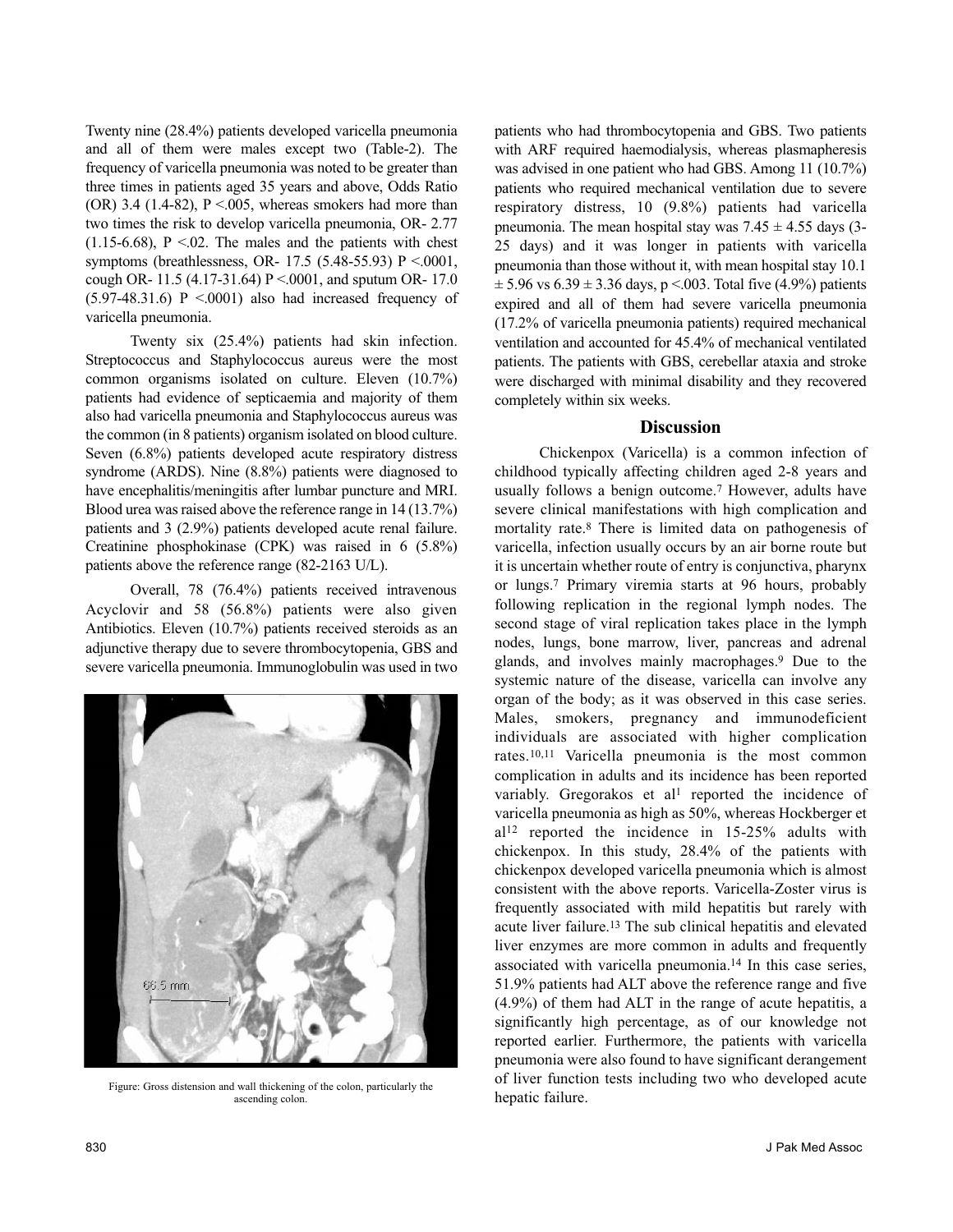Twenty nine (28.4%) patients developed varicella pneumonia and all of them were males except two (Table-2). The frequency of varicella pneumonia was noted to be greater than three times in patients aged 35 years and above, Odds Ratio (OR) 3.4 (1.4-82), P <.005, whereas smokers had more than two times the risk to develop varicella pneumonia, OR- 2.77 (1.15-6.68), P <.02. The males and the patients with chest symptoms (breathlessness, OR- 17.5 (5.48-55.93) P <.0001, cough OR- 11.5 (4.17-31.64) P <.0001, and sputum OR- 17.0 (5.97-48.31.6) P <.0001) also had increased frequency of varicella pneumonia.

Twenty six (25.4%) patients had skin infection. Streptococcus and Staphylococcus aureus were the most common organisms isolated on culture. Eleven (10.7%) patients had evidence of septicaemia and majority of them also had varicella pneumonia and Staphylococcus aureus was the common (in 8 patients) organism isolated on blood culture. Seven (6.8%) patients developed acute respiratory distress syndrome (ARDS). Nine (8.8%) patients were diagnosed to have encephalitis/meningitis after lumbar puncture and MRI. Blood urea was raised above the reference range in 14 (13.7%) patients and 3 (2.9%) patients developed acute renal failure. Creatinine phosphokinase (CPK) was raised in 6 (5.8%) patients above the reference range (82-2163 U/L).

Overall, 78 (76.4%) patients received intravenous Acyclovir and 58 (56.8%) patients were also given Antibiotics. Eleven (10.7%) patients received steroids as an adjunctive therapy due to severe thrombocytopenia, GBS and severe varicella pneumonia. Immunoglobulin was used in two patients who had thrombocytopenia and GBS. Two patients with ARF required haemodialysis, whereas plasmapheresis was advised in one patient who had GBS. Among 11 (10.7%) patients who required mechanical ventilation due to severe respiratory distress, 10 (9.8%) patients had varicella pneumonia. The mean hospital stay was 7.45 ± 4.55 days (3-25 days) and it was longer in patients with varicella pneumonia than those without it, with mean hospital stay 10.1 ± 5.96 vs 6.39 ± 3.36 days, p <.003. Total five (4.9%) patients expired and all of them had severe varicella pneumonia (17.2% of varicella pneumonia patients) required mechanical ventilation and accounted for 45.4% of mechanical ventilated patients. The patients with GBS, cerebellar ataxia and stroke were discharged with minimal disability and they recovered completely within six weeks.

Figure: Gross distension and wall thickening of the colon, particularly the ascending colon.

## Discussion

Chickenpox (Varicella) is a common infection of childhood typically affecting children aged 2-8 years and usually follows a benign outcome.[7] However, adults have severe clinical manifestations with high complication and mortality rate.[8] There is limited data on pathogenesis of varicella, infection usually occurs by an air borne route but it is uncertain whether route of entry is conjunctiva, pharynx or lungs.[7] Primary viremia starts at 96 hours, probably following replication in the regional lymph nodes. The second stage of viral replication takes place in the lymph nodes, lungs, bone marrow, liver, pancreas and adrenal glands, and involves mainly macrophages.[9] Due to the systemic nature of the disease, varicella can involve any organ of the body; as it was observed in this case series. Males, smokers, pregnancy and immunodeficient individuals are associated with higher complication rates.[10,11] Varicella pneumonia is the most common complication in adults and its incidence has been reported variably. Gregorakos et al[1] reported the incidence of varicella pneumonia as high as 50%, whereas Hockberger et al[12] reported the incidence in 15-25% adults with chickenpox. In this study, 28.4% of the patients with chickenpox developed varicella pneumonia which is almost consistent with the above reports. Varicella-Zoster virus is frequently associated with mild hepatitis but rarely with acute liver failure.[13] The sub clinical hepatitis and elevated liver enzymes are more common in adults and frequently associated with varicella pneumonia.[14] In this case series, 51.9% patients had ALT above the reference range and five (4.9%) of them had ALT in the range of acute hepatitis, a significantly high percentage, as of our knowledge not reported earlier. Furthermore, the patients with varicella pneumonia were also found to have significant derangement of liver function tests including two who developed acute hepatic failure.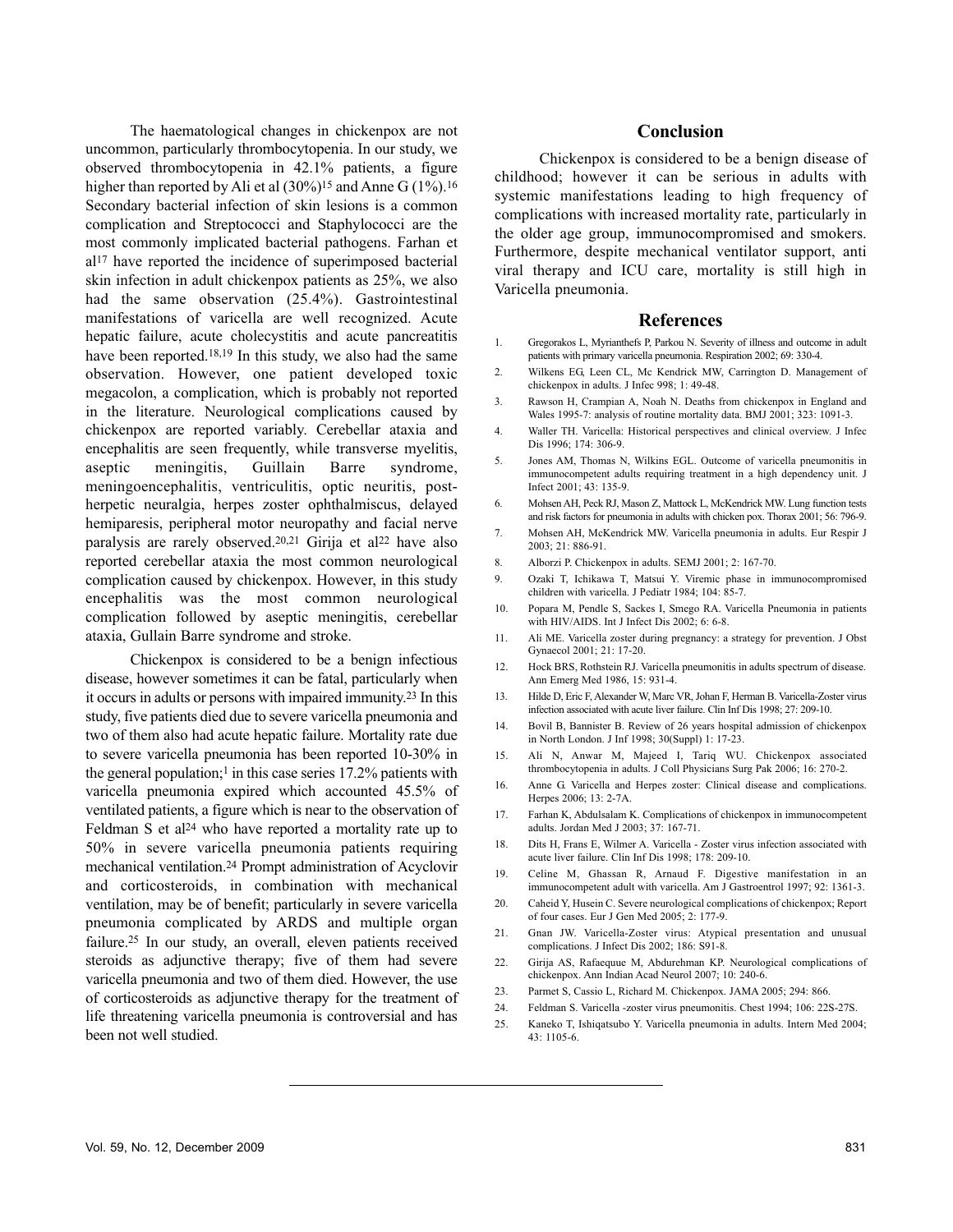The haematological changes in chickenpox are not uncommon, particularly thrombocytopenia. In our study, we observed thrombocytopenia in 42.1% patients, a figure higher than reported by Ali et al (30%)[15] and Anne G (1%).[16] Secondary bacterial infection of skin lesions is a common complication and Streptococci and Staphylococci are the most commonly implicated bacterial pathogens. Farhan et al[17] have reported the incidence of superimposed bacterial skin infection in adult chickenpox patients as 25%, we also had the same observation (25.4%). Gastrointestinal manifestations of varicella are well recognized. Acute hepatic failure, acute cholecystitis and acute pancreatitis have been reported.[18,19] In this study, we also had the same observation. However, one patient developed toxic megacolon, a complication, which is probably not reported in the literature. Neurological complications caused by chickenpox are reported variably. Cerebellar ataxia and encephalitis are seen frequently, while transverse myelitis, aseptic meningitis, Guillain Barre syndrome, meningoencephalitis, ventriculitis, optic neuritis, post-herpetic neuralgia, herpes zoster ophthalmiscus, delayed hemiparesis, peripheral motor neuropathy and facial nerve paralysis are rarely observed.[20,21] Girija et al[22] have also reported cerebellar ataxia the most common neurological complication caused by chickenpox. However, in this study encephalitis was the most common neurological complication followed by aseptic meningitis, cerebellar ataxia, Gullain Barre syndrome and stroke.

Chickenpox is considered to be a benign infectious disease, however sometimes it can be fatal, particularly when it occurs in adults or persons with impaired immunity.[23] In this study, five patients died due to severe varicella pneumonia and two of them also had acute hepatic failure. Mortality rate due to severe varicella pneumonia has been reported 10-30% in the general population;[1] in this case series 17.2% patients with varicella pneumonia expired which accounted 45.5% of ventilated patients, a figure which is near to the observation of Feldman S et al[24] who have reported a mortality rate up to 50% in severe varicella pneumonia patients requiring mechanical ventilation.[24] Prompt administration of Acyclovir and corticosteroids, in combination with mechanical ventilation, may be of benefit; particularly in severe varicella pneumonia complicated by ARDS and multiple organ failure.[25] In our study, an overall, eleven patients received steroids as adjunctive therapy; five of them had severe varicella pneumonia and two of them died. However, the use of corticosteroids as adjunctive therapy for the treatment of life threatening varicella pneumonia is controversial and has been not well studied.

## Conclusion

Chickenpox is considered to be a benign disease of childhood; however it can be serious in adults with systemic manifestations leading to high frequency of complications with increased mortality rate, particularly in the older age group, immunocompromised and smokers. Furthermore, despite mechanical ventilator support, anti viral therapy and ICU care, mortality is still high in Varicella pneumonia.

## References

1. Gregorakos L, Myrianthefs P, Parkou N. Severity of illness and outcome in adult patients with primary varicella pneumonia. Respiration 2002; 69: 330-4.
2. Wilkens EG, Leen CL, Mc Kendrick MW, Carrington D. Management of chickenpox in adults. J Infec 998; 1: 49-48.
3. Rawson H, Crampian A, Noah N. Deaths from chickenpox in England and Wales 1995-7: analysis of routine mortality data. BMJ 2001; 323: 1091-3.
4. Waller TH. Varicella: Historical perspectives and clinical overview. J Infec Dis 1996; 174: 306-9.
5. Jones AM, Thomas N, Wilkins EGL. Outcome of varicella pneumonitis in immunocompetent adults requiring treatment in a high dependency unit. J Infect 2001; 43: 135-9.
6. Mohsen AH, Peck RJ, Mason Z, Mattock L, McKendrick MW. Lung function tests and risk factors for pneumonia in adults with chicken pox. Thorax 2001; 56: 796-9.
7. Mohsen AH, McKendrick MW. Varicella pneumonia in adults. Eur Respir J 2003; 21: 886-91.
8. Alborzi P. Chickenpox in adults. SEMJ 2001; 2: 167-70.
9. Ozaki T, Ichikawa T, Matsui Y. Viremic phase in immunocompromised children with varicella. J Pediatr 1984; 104: 85-7.
10. Popara M, Pendle S, Sackes I, Smego RA. Varicella Pneumonia in patients with HIV/AIDS. Int J Infect Dis 2002; 6: 6-8.
11. Ali ME. Varicella zoster during pregnancy: a strategy for prevention. J Obst Gynaecol 2001; 21: 17-20.
12. Hock BRS, Rothstein RJ. Varicella pneumonitis in adults spectrum of disease. Ann Emerg Med 1986, 15: 931-4.
13. Hilde D, Eric F, Alexander W, Marc VR, Johan F, Herman B. Varicella-Zoster virus infection associated with acute liver failure. Clin Inf Dis 1998; 27: 209-10.
14. Bovil B, Bannister B. Review of 26 years hospital admission of chickenpox in North London. J Inf 1998; 30(Suppl) 1: 17-23.
15. Ali N, Anwar M, Majeed I, Tariq WU. Chickenpox associated thrombocytopenia in adults. J Coll Physicians Surg Pak 2006; 16: 270-2.
16. Anne G. Varicella and Herpes zoster: Clinical disease and complications. Herpes 2006; 13: 2-7A.
17. Farhan K, Abdulsalam K. Complications of chickenpox in immunocompetent adults. Jordan Med J 2003; 37: 167-71.
18. Dits H, Frans E, Wilmer A. Varicella - Zoster virus infection associated with acute liver failure. Clin Inf Dis 1998; 178: 209-10.
19. Celine M, Ghassan R, Arnaud F. Digestive manifestation in an immunocompetent adult with varicella. Am J Gastroentrol 1997; 92: 1361-3.
20. Caheid Y, Husein C. Severe neurological complications of chickenpox; Report of four cases. Eur J Gen Med 2005; 2: 177-9.
21. Gnan JW. Varicella-Zoster virus: Atypical presentation and unusual complications. J Infect Dis 2002; 186: S91-8.
22. Girija AS, Rafaequue M, Abdurehman KP. Neurological complications of chickenpox. Ann Indian Acad Neurol 2007; 10: 240-6.
23. Parmet S, Cassio L, Richard M. Chickenpox. JAMA 2005; 294: 866.
24. Feldman S. Varicella -zoster virus pneumonitis. Chest 1994; 106: 22S-27S.
25. Kaneko T, Ishiqatsubo Y. Varicella pneumonia in adults. Intern Med 2004; 43: 1105-6.